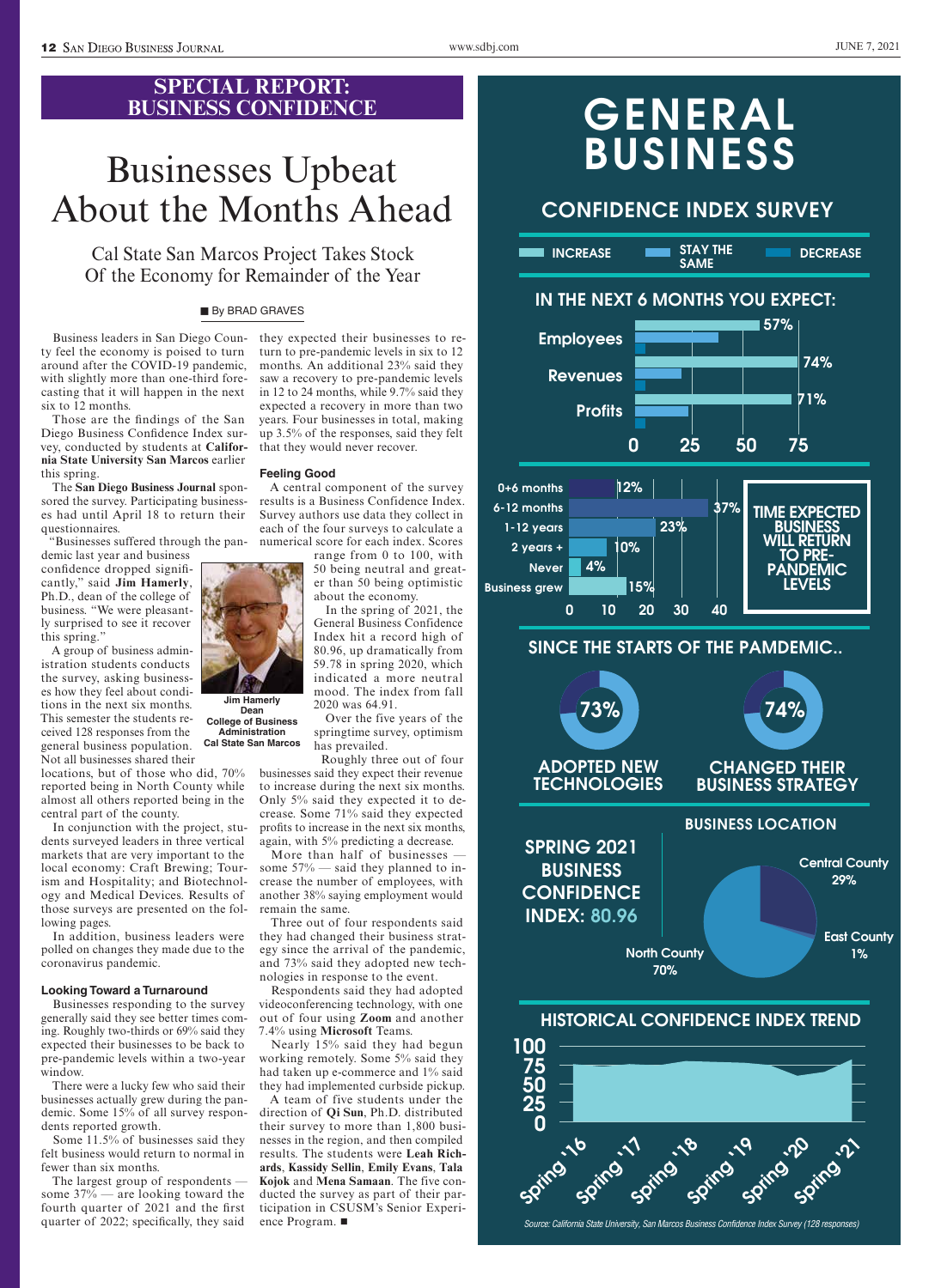## SPECIAL REPORT: BUSINESS CONFIDENCE

# Businesses Upbeat About the Months Ahead

### Cal State San Marcos Project Takes Stock Of the Economy for Remainder of the Year

■ By BRAD GRAVES

Business leaders in San Diego County feel the economy is poised to turn around after the COVID-19 pandemic, with slightly more than one-third forecasting that it will happen in the next six to 12 months.

Those are the findings of the San Diego Business Confidence Index survey, conducted by students at **California State University San Marcos** earlier this spring.

The **San Diego Business Journal** sponsored the survey. Participating businesses had until April 18 to return their questionnaires.

"Businesses suffered through the pandemic last year and business confidence dropped significantly," said **Jim Hamerly**, Ph.D., dean of the college of business. "We were pleasantly surprised to see it recover this spring."

**Jim Hamerly**
**Dean**
**College of Business Administration**
**Cal State San Marcos**

A group of business administration students conducts the survey, asking businesses how they feel about conditions in the next six months. This semester the students received 128 responses from the general business population. Not all businesses shared their locations, but of those who did, 70% reported being in North County while almost all others reported being in the central part of the county.

In conjunction with the project, students surveyed leaders in three vertical markets that are very important to the local economy: Craft Brewing; Tourism and Hospitality; and Biotechnology and Medical Devices. Results of those surveys are presented on the following pages.

In addition, business leaders were polled on changes they made due to the coronavirus pandemic.

### Looking Toward a Turnaround

Businesses responding to the survey generally said they see better times coming. Roughly two-thirds or 69% said they expected their businesses to be back to pre-pandemic levels within a two-year window.

There were a lucky few who said their businesses actually grew during the pandemic. Some 15% of all survey respondents reported growth.

Some 11.5% of businesses said they felt business would return to normal in fewer than six months.

The largest group of respondents — some 37% — are looking toward the fourth quarter of 2021 and the first quarter of 2022; specifically, they said they expected their businesses to return to pre-pandemic levels in six to 12 months. An additional 23% said they saw a recovery to pre-pandemic levels in 12 to 24 months, while 9.7% said they expected a recovery in more than two years. Four businesses in total, making up 3.5% of the responses, said they felt that they would never recover.

### Feeling Good

A central component of the survey results is a Business Confidence Index. Survey authors use data they collect in each of the four surveys to calculate a numerical score for each index. Scores range from 0 to 100, with 50 being neutral and greater than 50 being optimistic about the economy.

In the spring of 2021, the General Business Confidence Index hit a record high of 80.96, up dramatically from 59.78 in spring 2020, which indicated a more neutral mood. The index from fall 2020 was 64.91.

Over the five years of the springtime survey, optimism has prevailed.

Roughly three out of four businesses said they expect their revenue to increase during the next six months. Only 5% said they expected it to decrease. Some 71% said they expected profits to increase in the next six months, again, with 5% predicting a decrease.

More than half of businesses — some 57% — said they planned to increase the number of employees, with another 38% saying employment would remain the same.

Three out of four respondents said they had changed their business strategy since the arrival of the pandemic, and 73% said they adopted new technologies in response to the event.

Respondents said they had adopted videoconferencing technology, with one out of four using **Zoom** and another 7.4% using **Microsoft** Teams.

Nearly 15% said they had begun working remotely. Some 5% said they had taken up e-commerce and 1% said they had implemented curbside pickup.

A team of five students under the direction of **Qi Sun**, Ph.D. distributed their survey to more than 1,800 businesses in the region, and then compiled results. The students were **Leah Richards**, **Kassidy Sellin**, **Emily Evans**, **Tala Kojok** and **Mena Samaan**. The five conducted the survey as part of their participation in CSUSM's Senior Experience Program. ■

# GENERAL BUSINESS

## CONFIDENCE INDEX SURVEY

INCREASE | STAY THE SAME | DECREASE

### IN THE NEXT 6 MONTHS YOU EXPECT:

| | Increase |
|---|---|
| Employees | 57% |
| Revenues | 74% |
| Profits | 71% |

### TIME EXPECTED BUSINESS WILL RETURN TO PRE-PANDEMIC LEVELS

| Time | % |
|---|---|
| 0+6 months | 12% |
| 6-12 months | 37% |
| 1-12 years | 23% |
| 2 years + | 10% |
| Never | 4% |
| Business grew | 15% |

### SINCE THE STARTS OF THE PAMDEMIC..

73% ADOPTED NEW TECHNOLOGIES

74% CHANGED THEIR BUSINESS STRATEGY

### SPRING 2021 BUSINESS CONFIDENCE INDEX: 80.96

### BUSINESS LOCATION

| Location | % |
|---|---|
| Central County | 29% |
| East County | 1% |
| North County | 70% |

### HISTORICAL CONFIDENCE INDEX TREND

Spring '16, Spring '17, Spring '18, Spring '19, Spring '20, Spring '21

*Source: California State University, San Marcos Business Confidence Index Survey (128 responses)*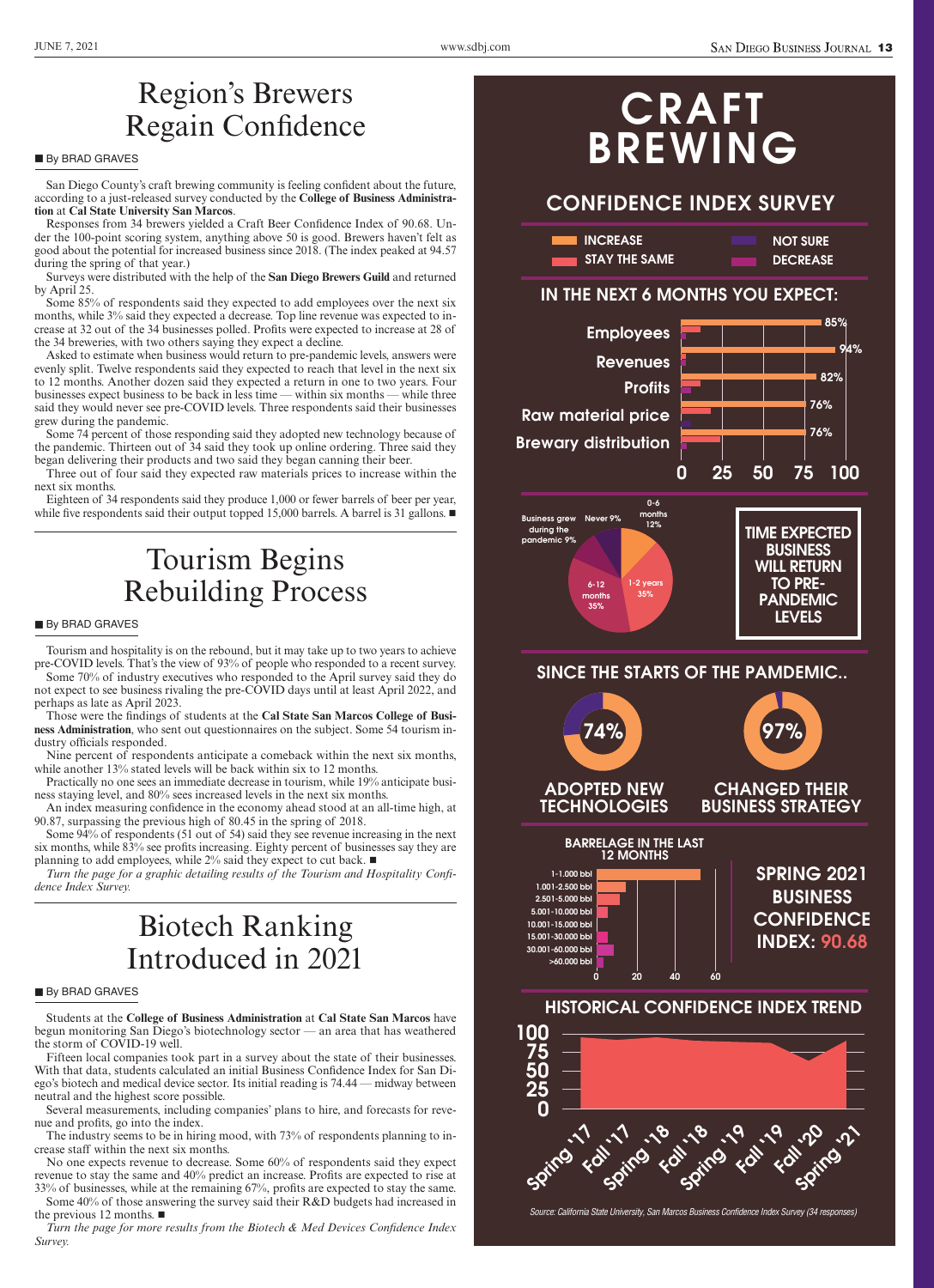# Region's Brewers Regain Confidence

■ By BRAD GRAVES

San Diego County's craft brewing community is feeling confident about the future, according to a just-released survey conducted by the **College of Business Administration** at **Cal State University San Marcos**.

Responses from 34 brewers yielded a Craft Beer Confidence Index of 90.68. Under the 100-point scoring system, anything above 50 is good. Brewers haven't felt as good about the potential for increased business since 2018. (The index peaked at 94.57 during the spring of that year.)

Surveys were distributed with the help of the **San Diego Brewers Guild** and returned by April 25.

Some 85% of respondents said they expected to add employees over the next six months, while 3% said they expected a decrease. Top line revenue was expected to increase at 32 out of the 34 businesses polled. Profits were expected to increase at 28 of the 34 breweries, with two others saying they expect a decline.

Asked to estimate when business would return to pre-pandemic levels, answers were evenly split. Twelve respondents said they expected to reach that level in the next six to 12 months. Another dozen said they expected a return in one to two years. Four businesses expect business to be back in less time — within six months — while three said they would never see pre-COVID levels. Three respondents said their businesses grew during the pandemic.

Some 74 percent of those responding said they adopted new technology because of the pandemic. Thirteen out of 34 said they took up online ordering. Three said they began delivering their products and two said they began canning their beer.

Three out of four said they expected raw materials prices to increase within the next six months.

Eighteen of 34 respondents said they produce 1,000 or fewer barrels of beer per year, while five respondents said their output topped 15,000 barrels. A barrel is 31 gallons. ■

# Tourism Begins Rebuilding Process

■ By BRAD GRAVES

Tourism and hospitality is on the rebound, but it may take up to two years to achieve pre-COVID levels. That's the view of 93% of people who responded to a recent survey.

Some 70% of industry executives who responded to the April survey said they do not expect to see business rivaling the pre-COVID days until at least April 2022, and perhaps as late as April 2023.

Those were the findings of students at the **Cal State San Marcos College of Business Administration**, who sent out questionnaires on the subject. Some 54 tourism industry officials responded.

Nine percent of respondents anticipate a comeback within the next six months, while another 13% stated levels will be back within six to 12 months.

Practically no one sees an immediate decrease in tourism, while 19% anticipate business staying level, and 80% sees increased levels in the next six months.

An index measuring confidence in the economy ahead stood at an all-time high, at 90.87, surpassing the previous high of 80.45 in the spring of 2018.

Some 94% of respondents (51 out of 54) said they see revenue increasing in the next six months, while 83% see profits increasing. Eighty percent of businesses say they are planning to add employees, while 2% said they expect to cut back. ■

*Turn the page for a graphic detailing results of the Tourism and Hospitality Confidence Index Survey.*

# Biotech Ranking Introduced in 2021

■ By BRAD GRAVES

Students at the **College of Business Administration** at **Cal State San Marcos** have begun monitoring San Diego's biotechnology sector — an area that has weathered the storm of COVID-19 well.

Fifteen local companies took part in a survey about the state of their businesses. With that data, students calculated an initial Business Confidence Index for San Diego's biotech and medical device sector. Its initial reading is 74.44 — midway between neutral and the highest score possible.

Several measurements, including companies' plans to hire, and forecasts for revenue and profits, go into the index.

The industry seems to be in hiring mood, with 73% of respondents planning to increase staff within the next six months.

No one expects revenue to decrease. Some 60% of respondents said they expect revenue to stay the same and 40% predict an increase. Profits are expected to rise at 33% of businesses, while at the remaining 67%, profits are expected to stay the same.

Some 40% of those answering the survey said their R&D budgets had increased in the previous 12 months. ■

*Turn the page for more results from the Biotech & Med Devices Confidence Index Survey.*

# CRAFT BREWING

## CONFIDENCE INDEX SURVEY

INCREASE | STAY THE SAME | NOT SURE | DECREASE

### IN THE NEXT 6 MONTHS YOU EXPECT:

| | Increase |
|---|---|
| Employees | 85% |
| Revenues | 94% |
| Profits | 82% |
| Raw material price | 76% |
| Brewary distribution | 76% |

### TIME EXPECTED BUSINESS WILL RETURN TO PRE-PANDEMIC LEVELS

- 0-6 months 12%
- 1-2 years 35%
- 6-12 months 35%
- Business grew during the pandemic 9%
- Never 9%

### SINCE THE STARTS OF THE PAMDEMIC..

- 74% ADOPTED NEW TECHNOLOGIES
- 97% CHANGED THEIR BUSINESS STRATEGY

### BARRELAGE IN THE LAST 12 MONTHS

1-1.000 bbl; 1.001-2.500 bbl; 2.501-5.000 bbl; 5.001-10.000 bbl; 10.001-15.000 bbl; 15.001-30.000 bbl; 30.001-60.000 bbl; >60.000 bbl

### SPRING 2021 BUSINESS CONFIDENCE INDEX: 90.68

### HISTORICAL CONFIDENCE INDEX TREND

Spring '17, Fall '17, Spring '18, Fall '18, Spring '19, Fall '19, Fall '20, Spring '21

*Source: California State University, San Marcos Business Confidence Index Survey (34 responses)*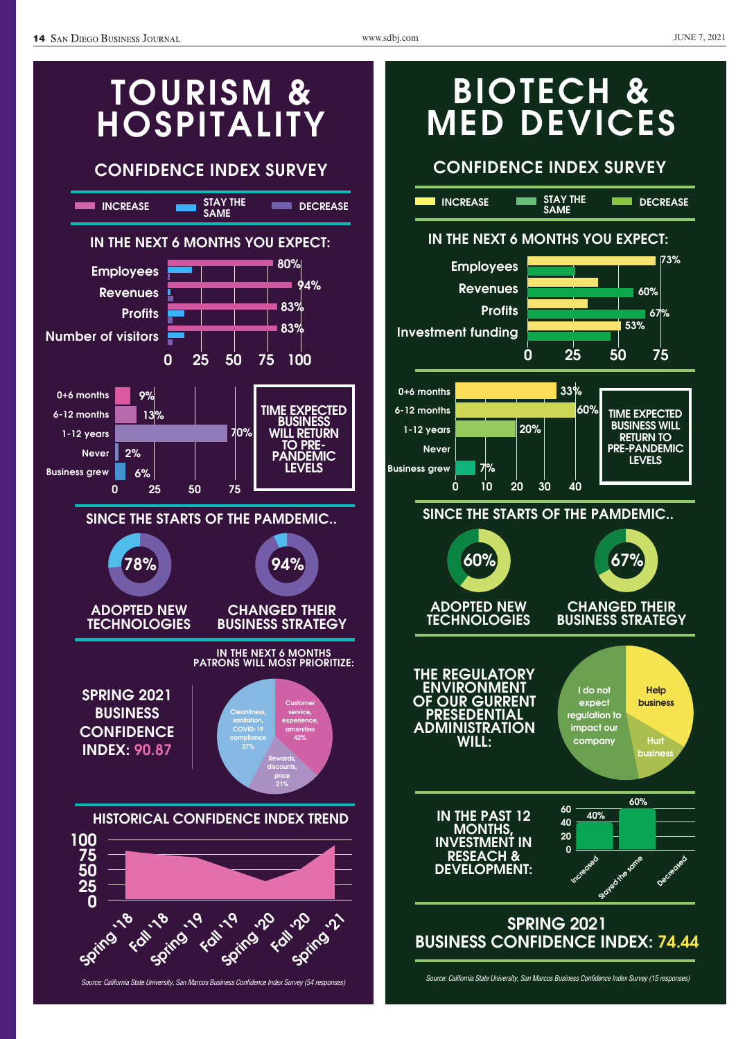# TOURISM & HOSPITALITY

## CONFIDENCE INDEX SURVEY

INCREASE
STAY THE SAME
DECREASE

### IN THE NEXT 6 MONTHS YOU EXPECT:

Employees
Revenues
Profits
Number of visitors

80%
94%
83%
83%

0 25 50 75 100

0+6 months 9%
6-12 months 13%
1-12 years 70%
Never 2%
Business grew 6%

0 25 50 75

TIME EXPECTED BUSINESS WILL RETURN TO PRE-PANDEMIC LEVELS

### SINCE THE STARTS OF THE PAMDEMIC..

78% ADOPTED NEW TECHNOLOGIES

94% CHANGED THEIR BUSINESS STRATEGY

### IN THE NEXT 6 MONTHS PATRONS WILL MOST PRIORITIZE:

Customer service, experience, amenities 42%

Cleanliness, sanitation, COVID-19 compliance 37%

Rewards, discounts, price 21%

**SPRING 2021 BUSINESS CONFIDENCE INDEX: 90.87**

### HISTORICAL CONFIDENCE INDEX TREND

100
75
50
25
0

Spring '18 Fall '18 Spring '19 Fall '19 Spring '20 Fall '20 Spring '21

*Source: California State University, San Marcos Business Confidence Index Survey (54 responses)*

# BIOTECH & MED DEVICES

## CONFIDENCE INDEX SURVEY

INCREASE
STAY THE SAME
DECREASE

### IN THE NEXT 6 MONTHS YOU EXPECT:

Employees
Revenues
Profits
Investment funding

73%
60%
67%
53%

0 25 50 75

0+6 months 33%
6-12 months 60%
1-12 years 20%
Never
Business grew 7%

0 10 20 30 40

TIME EXPECTED BUSINESS WILL RETURN TO PRE-PANDEMIC LEVELS

### SINCE THE STARTS OF THE PAMDEMIC..

60% ADOPTED NEW TECHNOLOGIES

67% CHANGED THEIR BUSINESS STRATEGY

### THE REGULATORY ENVIRONMENT OF OUR CURRENT PRESEDENTIAL ADMINISTRATION WILL:

I do not expect regulation to impact our company
Help business
Hurt business

### IN THE PAST 12 MONTHS, INVESTMENT IN RESEACH & DEVELOPMENT:

60
40
20
0

40%
60%

Increased
Stayed the same
Decreased

**SPRING 2021 BUSINESS CONFIDENCE INDEX: 74.44**

*Source: California State University, San Marcos Business Confidence Index Survey (15 responses)*